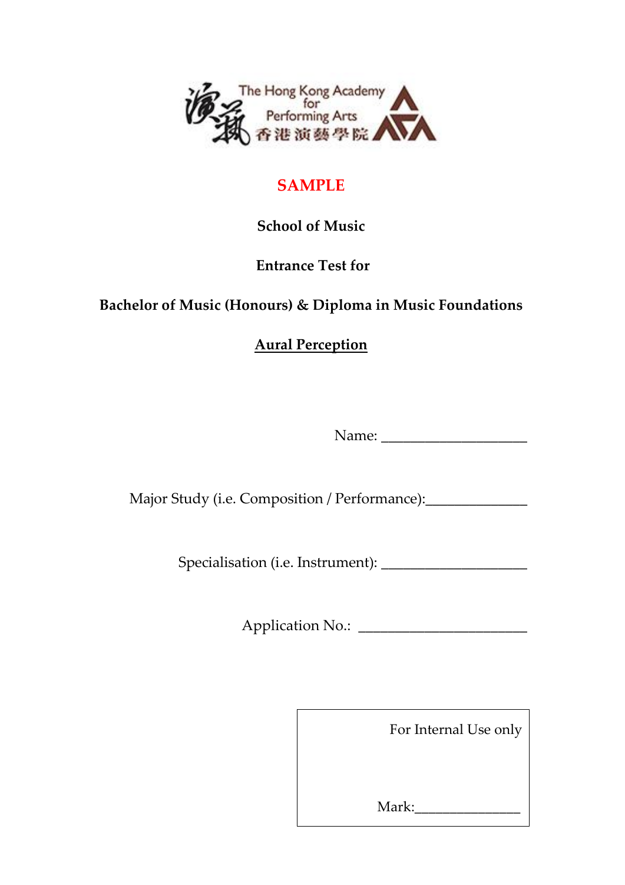The Hong Kong Academy for Performing Arts 香港演藝學院

# SAMPLE

## School of Music

## Entrance Test for

## Bachelor of Music (Honours) & Diploma in Music Foundations

## Aural Perception

Name: ____________________

Major Study (i.e. Composition / Performance):______________

Specialisation (i.e. Instrument): ____________________

Application No.: _______________________

For Internal Use only

Mark:_______________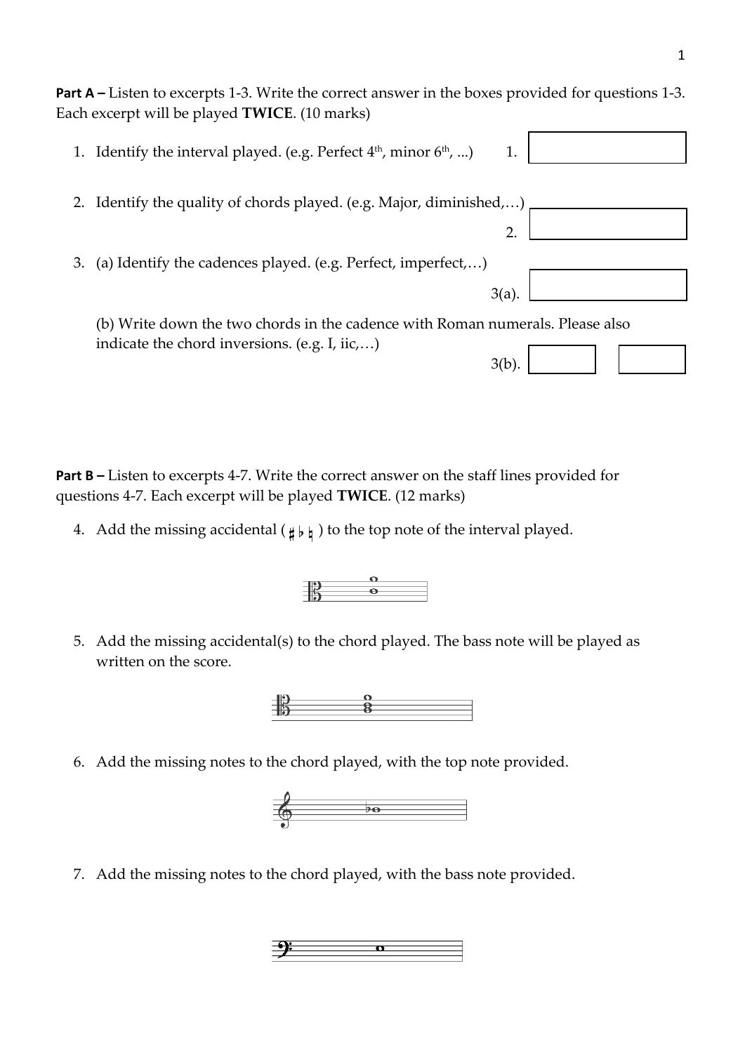**Part A –** Listen to excerpts 1-3. Write the correct answer in the boxes provided for questions 1-3. Each excerpt will be played **TWICE**. (10 marks)

1. Identify the interval played. (e.g. Perfect 4th, minor 6th, ...) 1. [ ]

2. Identify the quality of chords played. (e.g. Major, diminished,…) 2. [ ]

3. (a) Identify the cadences played. (e.g. Perfect, imperfect,…) 3(a). [ ]

   (b) Write down the two chords in the cadence with Roman numerals. Please also indicate the chord inversions. (e.g. I, iic,…) 3(b). [ ] [ ]

**Part B –** Listen to excerpts 4-7. Write the correct answer on the staff lines provided for questions 4-7. Each excerpt will be played **TWICE**. (12 marks)

4. Add the missing accidental (♯ ♭ ♮) to the top note of the interval played.

5. Add the missing accidental(s) to the chord played. The bass note will be played as written on the score.

6. Add the missing notes to the chord played, with the top note provided.

7. Add the missing notes to the chord played, with the bass note provided.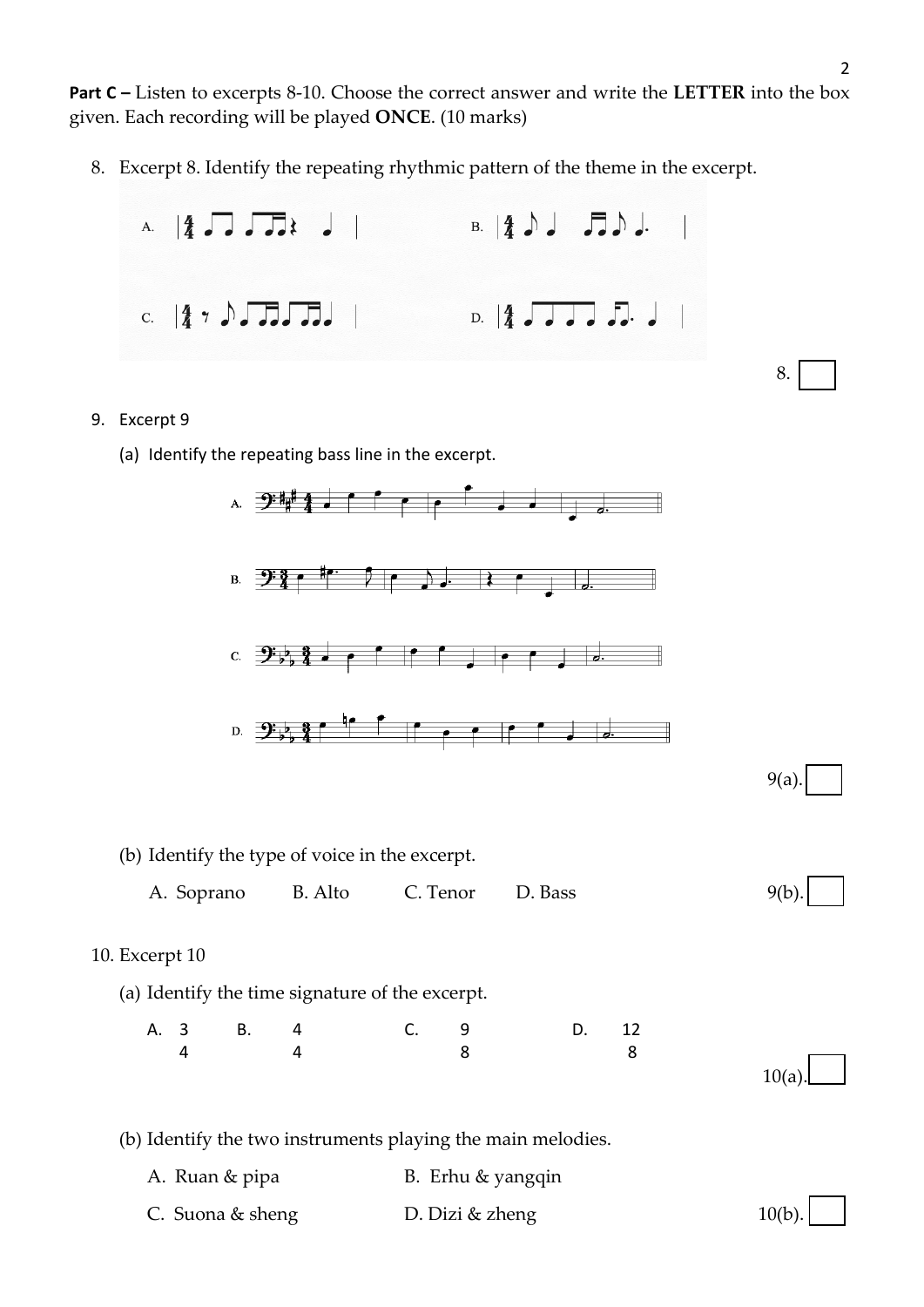**Part C –** Listen to excerpts 8-10. Choose the correct answer and write the **LETTER** into the box given. Each recording will be played **ONCE**. (10 marks)

8. Excerpt 8. Identify the repeating rhythmic pattern of the theme in the excerpt.

A. | $\frac{4}{4}$ ♩ ♫ ♩ ♫ 𝄽 ♩ |　　B. | $\frac{4}{4}$ ♪ ♩ ♬ ♪ ♩. |

C. | $\frac{4}{4}$ 𝄾 ♪ ♫ ♬ ♫ ♬ ♩ |　　D. | $\frac{4}{4}$ ♫ ♫ ♫. ♩ |

8. ☐

9. Excerpt 9

   (a) Identify the repeating bass line in the excerpt.

   A. (bass clef, 3 sharps, $\frac{4}{4}$)

   B. (bass clef, $\frac{3}{4}$)

   C. (bass clef, 2 flats, $\frac{3}{4}$)

   D. (bass clef, 2 flats, $\frac{3}{4}$)

   9(a). ☐

   (b) Identify the type of voice in the excerpt.

   A. Soprano　　B. Alto　　C. Tenor　　D. Bass

   9(b). ☐

10. Excerpt 10

   (a) Identify the time signature of the excerpt.

   A. $\frac{3}{4}$　　B. $\frac{4}{4}$　　C. $\frac{9}{8}$　　D. $\frac{12}{8}$

   10(a). ☐

   (b) Identify the two instruments playing the main melodies.

   A. Ruan & pipa　　B. Erhu & yangqin

   C. Suona & sheng　　D. Dizi & zheng

   10(b). ☐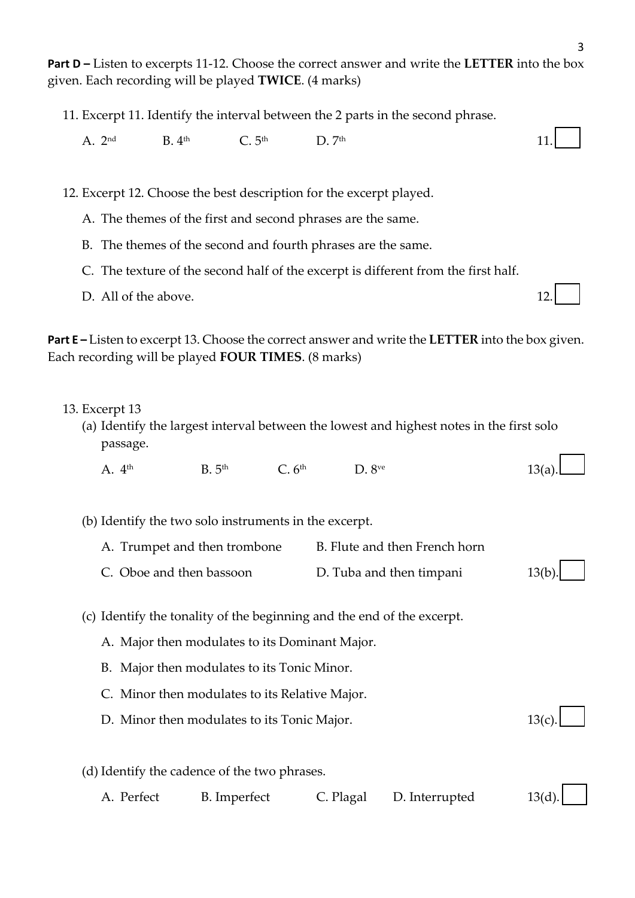**Part D –** Listen to excerpts 11-12. Choose the correct answer and write the **LETTER** into the box given. Each recording will be played **TWICE**. (4 marks)

11. Excerpt 11. Identify the interval between the 2 parts in the second phrase.

    A. 2nd &nbsp;&nbsp;&nbsp; B. 4th &nbsp;&nbsp;&nbsp; C. 5th &nbsp;&nbsp;&nbsp; D. 7th &nbsp;&nbsp;&nbsp; 11. [ ]

12. Excerpt 12. Choose the best description for the excerpt played.

    A. The themes of the first and second phrases are the same.

    B. The themes of the second and fourth phrases are the same.

    C. The texture of the second half of the excerpt is different from the first half.

    D. All of the above. &nbsp;&nbsp;&nbsp; 12. [ ]

**Part E –** Listen to excerpt 13. Choose the correct answer and write the **LETTER** into the box given. Each recording will be played **FOUR TIMES**. (8 marks)

13. Excerpt 13

    (a) Identify the largest interval between the lowest and highest notes in the first solo passage.

    A. 4th &nbsp;&nbsp;&nbsp; B. 5th &nbsp;&nbsp;&nbsp; C. 6th &nbsp;&nbsp;&nbsp; D. 8ve &nbsp;&nbsp;&nbsp; 13(a). [ ]

    (b) Identify the two solo instruments in the excerpt.

    A. Trumpet and then trombone &nbsp;&nbsp;&nbsp; B. Flute and then French horn

    C. Oboe and then bassoon &nbsp;&nbsp;&nbsp; D. Tuba and then timpani &nbsp;&nbsp;&nbsp; 13(b). [ ]

    (c) Identify the tonality of the beginning and the end of the excerpt.

    A. Major then modulates to its Dominant Major.

    B. Major then modulates to its Tonic Minor.

    C. Minor then modulates to its Relative Major.

    D. Minor then modulates to its Tonic Major. &nbsp;&nbsp;&nbsp; 13(c). [ ]

    (d) Identify the cadence of the two phrases.

    A. Perfect &nbsp;&nbsp;&nbsp; B. Imperfect &nbsp;&nbsp;&nbsp; C. Plagal &nbsp;&nbsp;&nbsp; D. Interrupted &nbsp;&nbsp;&nbsp; 13(d). [ ]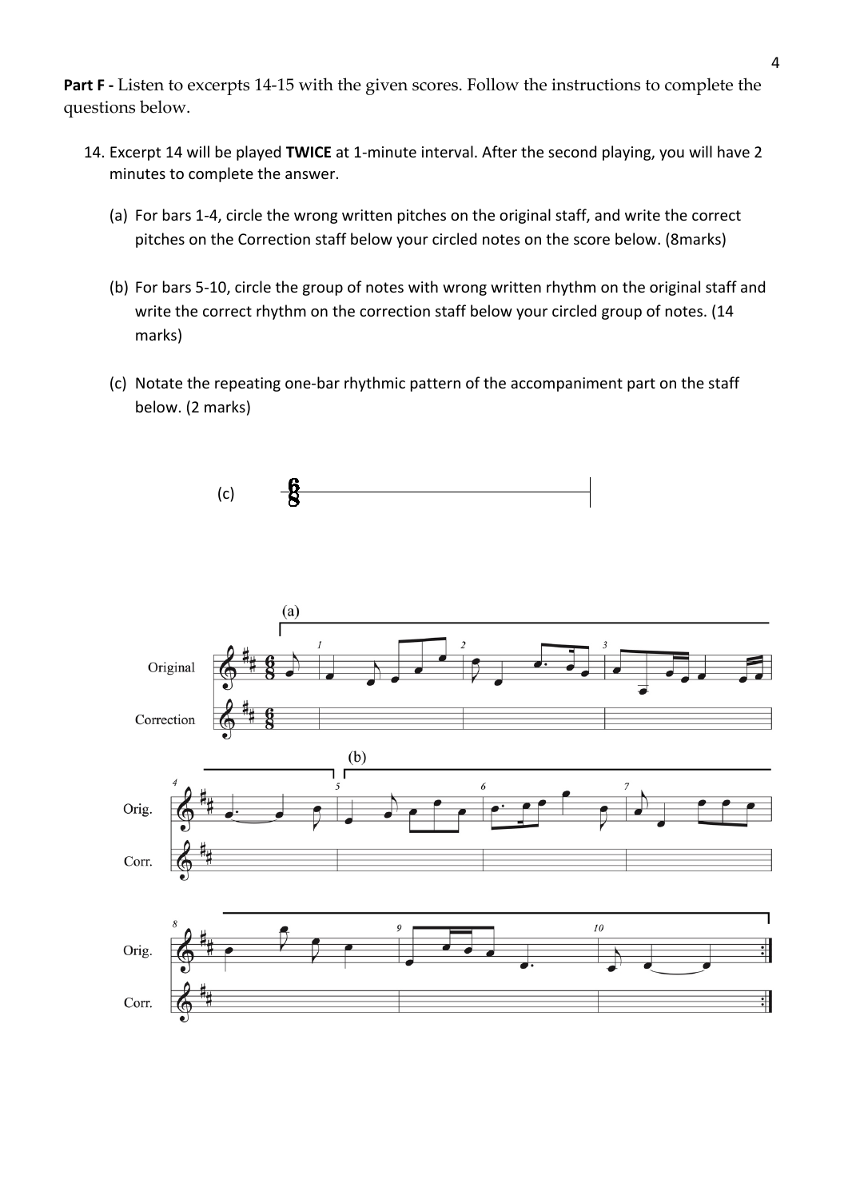**Part F -** Listen to excerpts 14-15 with the given scores. Follow the instructions to complete the questions below.

14. Excerpt 14 will be played **TWICE** at 1-minute interval. After the second playing, you will have 2 minutes to complete the answer.

    (a) For bars 1-4, circle the wrong written pitches on the original staff, and write the correct pitches on the Correction staff below your circled notes on the score below. (8marks)

    (b) For bars 5-10, circle the group of notes with wrong written rhythm on the original staff and write the correct rhythm on the correction staff below your circled group of notes. (14 marks)

    (c) Notate the repeating one-bar rhythmic pattern of the accompaniment part on the staff below. (2 marks)

(c) $\frac{6}{8}$

(a)

Original

Correction

(b)

Orig.

Corr.

Orig.

Corr.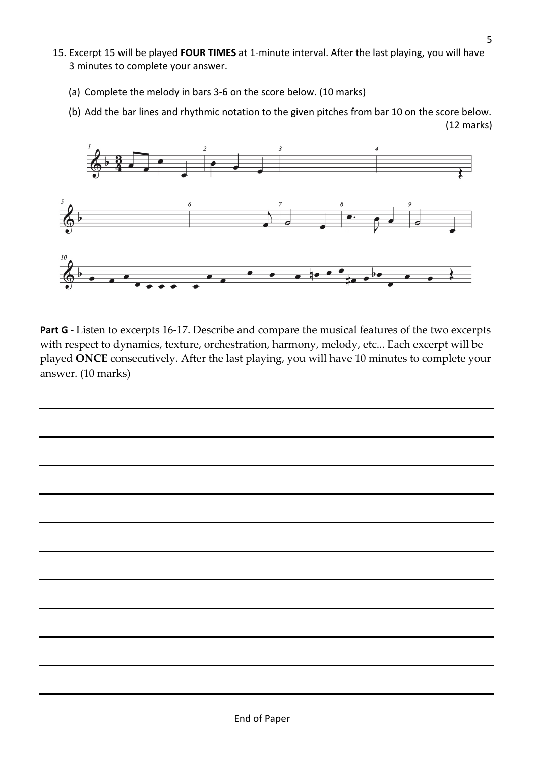15. Excerpt 15 will be played **FOUR TIMES** at 1-minute interval. After the last playing, you will have 3 minutes to complete your answer.

    (a) Complete the melody in bars 3-6 on the score below. (10 marks)

    (b) Add the bar lines and rhythmic notation to the given pitches from bar 10 on the score below. (12 marks)

**Part G -** Listen to excerpts 16-17. Describe and compare the musical features of the two excerpts with respect to dynamics, texture, orchestration, harmony, melody, etc... Each excerpt will be played **ONCE** consecutively. After the last playing, you will have 10 minutes to complete your answer. (10 marks)

End of Paper